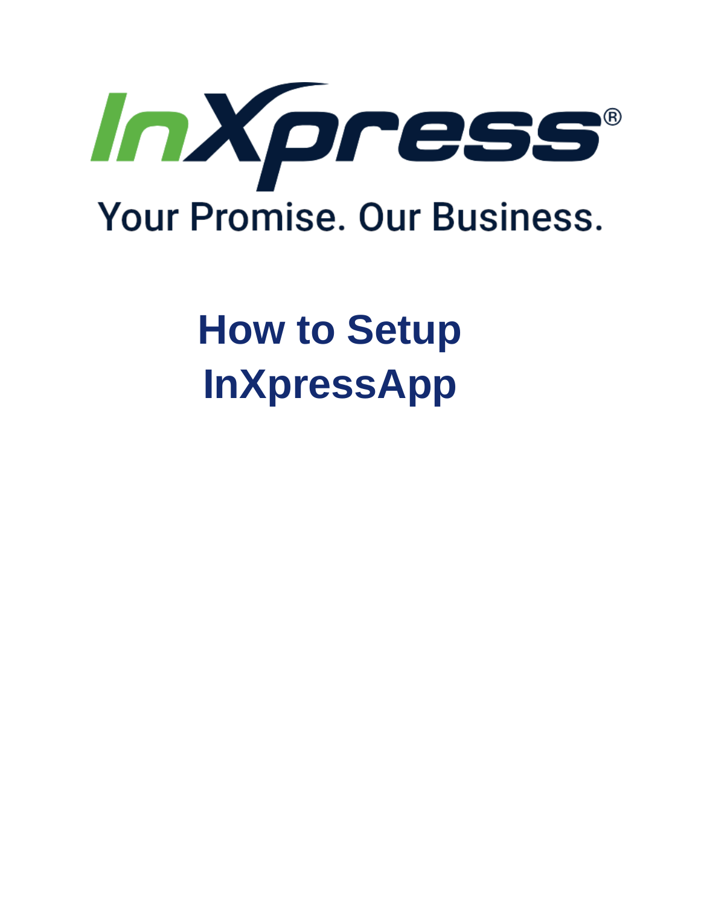InXpress®

Your Promise. Our Business.

# How to Setup InXpressApp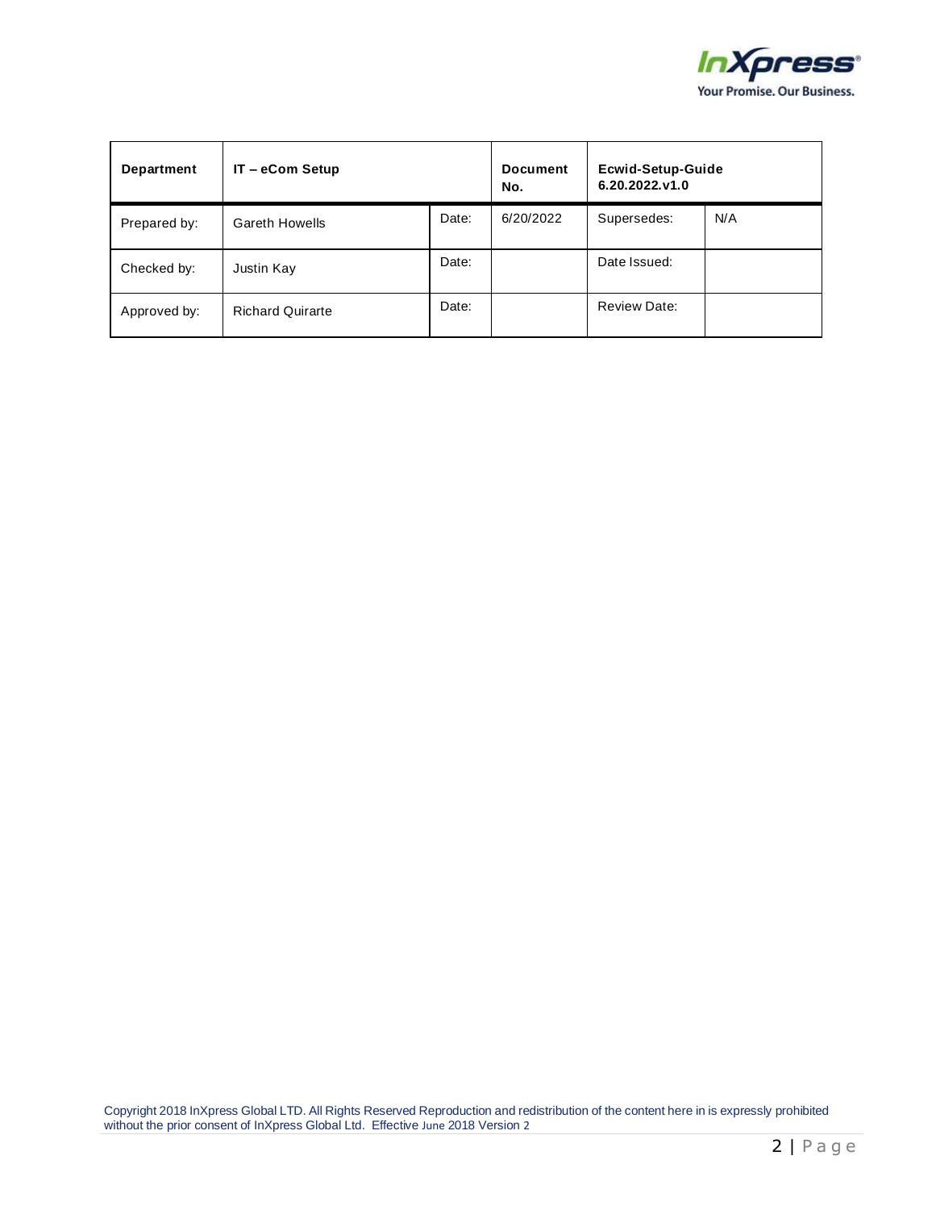| Department | IT – eCom Setup | | Document No. | Ecwid-Setup-Guide 6.20.2022.v1.0 | |
|---|---|---|---|---|---|
| Prepared by: | Gareth Howells | Date: | 6/20/2022 | Supersedes: | N/A |
| Checked by: | Justin Kay | Date: | | Date Issued: | |
| Approved by: | Richard Quirarte | Date: | | Review Date: | |

Copyright 2018 InXpress Global LTD. All Rights Reserved Reproduction and redistribution of the content here in is expressly prohibited without the prior consent of InXpress Global Ltd. Effective June 2018 Version 2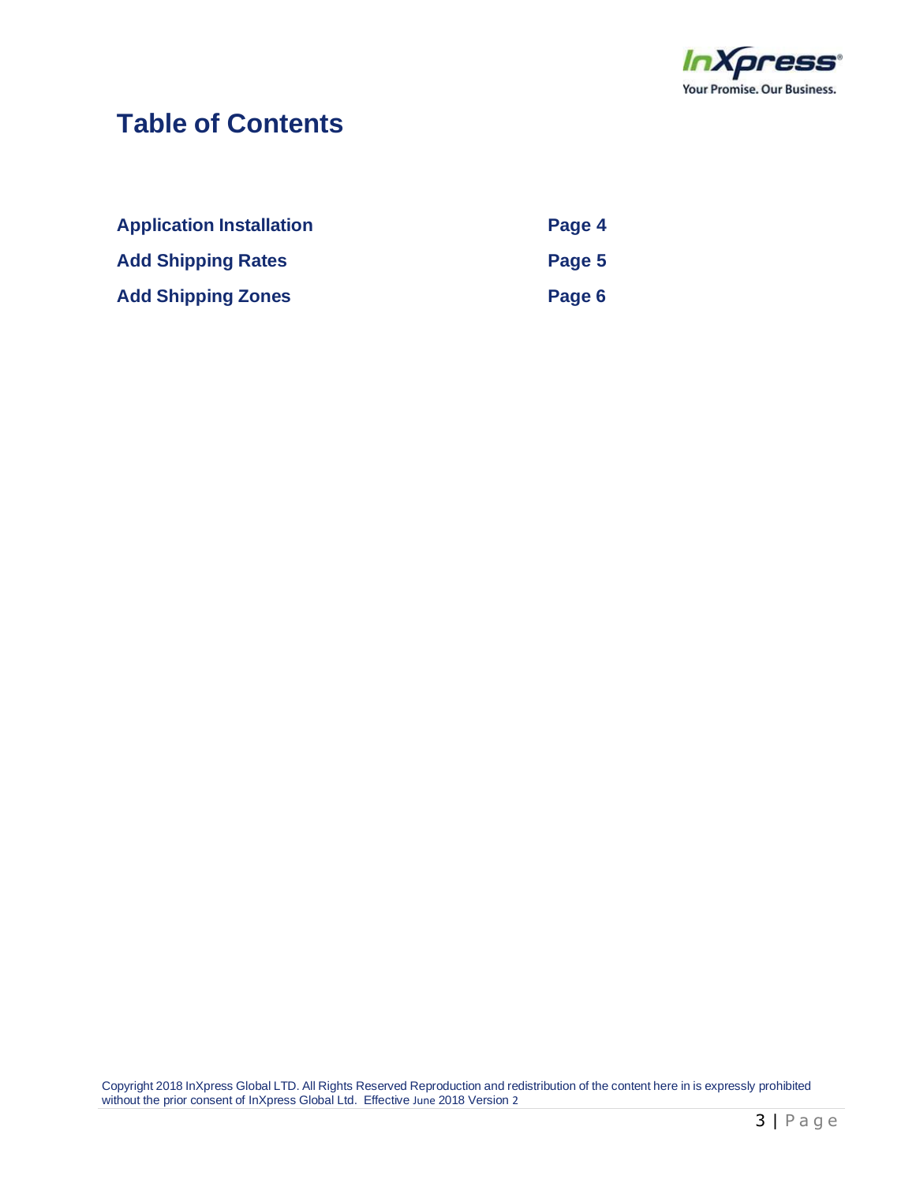# Table of Contents

| | |
|---|---|
| **Application Installation** | **Page 4** |
| **Add Shipping Rates** | **Page 5** |
| **Add Shipping Zones** | **Page 6** |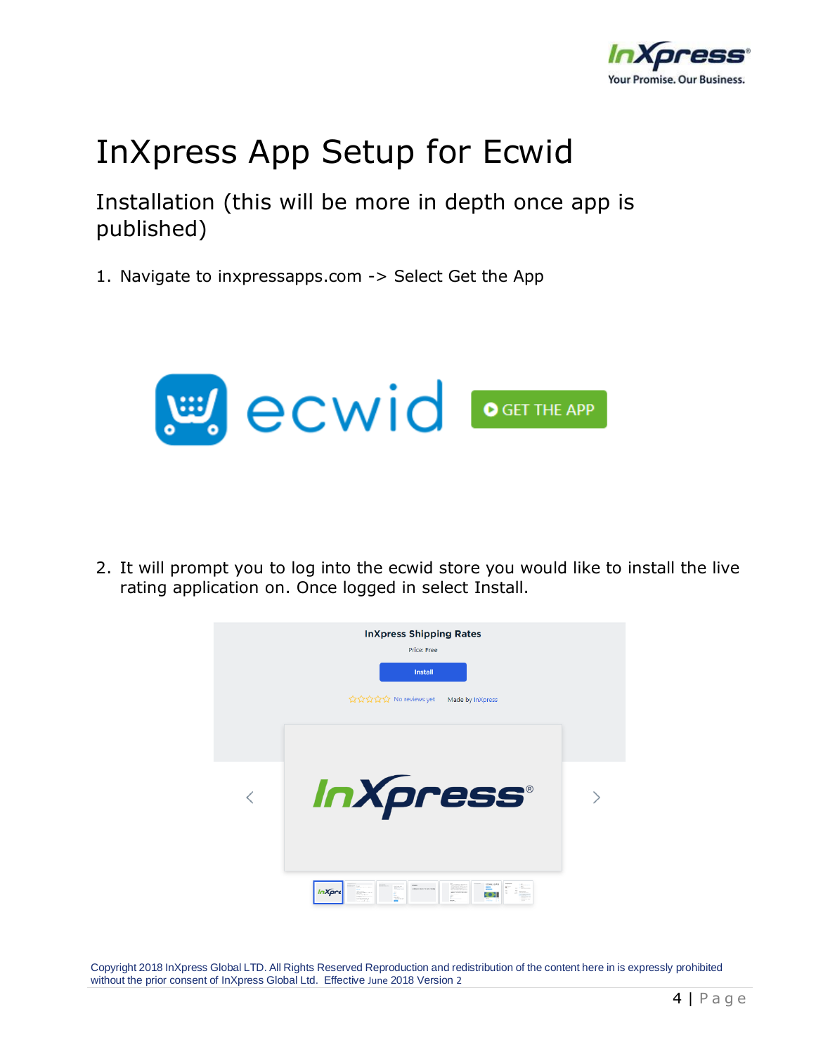# InXpress App Setup for Ecwid

## Installation (this will be more in depth once app is published)

1. Navigate to inxpressapps.com -> Select Get the App

2. It will prompt you to log into the ecwid store you would like to install the live rating application on. Once logged in select Install.

Copyright 2018 InXpress Global LTD. All Rights Reserved Reproduction and redistribution of the content here in is expressly prohibited without the prior consent of InXpress Global Ltd. Effective June 2018 Version 2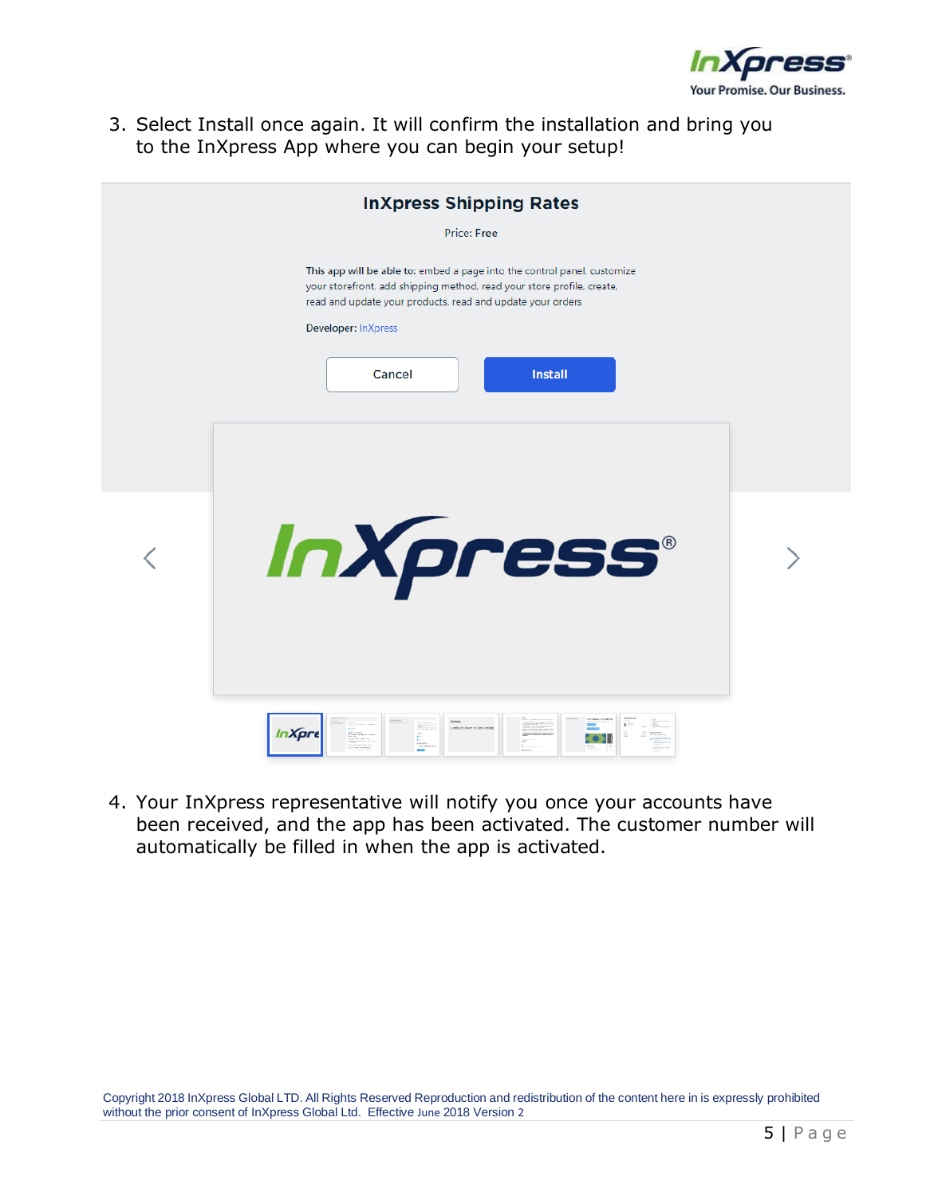3. Select Install once again. It will confirm the installation and bring you to the InXpress App where you can begin your setup!

**InXpress Shipping Rates**

Price: Free

This app will be able to: embed a page into the control panel, customize your storefront, add shipping method, read your store profile, create, read and update your products, read and update your orders

Developer: InXpress

Cancel | Install

4. Your InXpress representative will notify you once your accounts have been received, and the app has been activated. The customer number will automatically be filled in when the app is activated.

Copyright 2018 InXpress Global LTD. All Rights Reserved Reproduction and redistribution of the content here in is expressly prohibited without the prior consent of InXpress Global Ltd. Effective June 2018 Version 2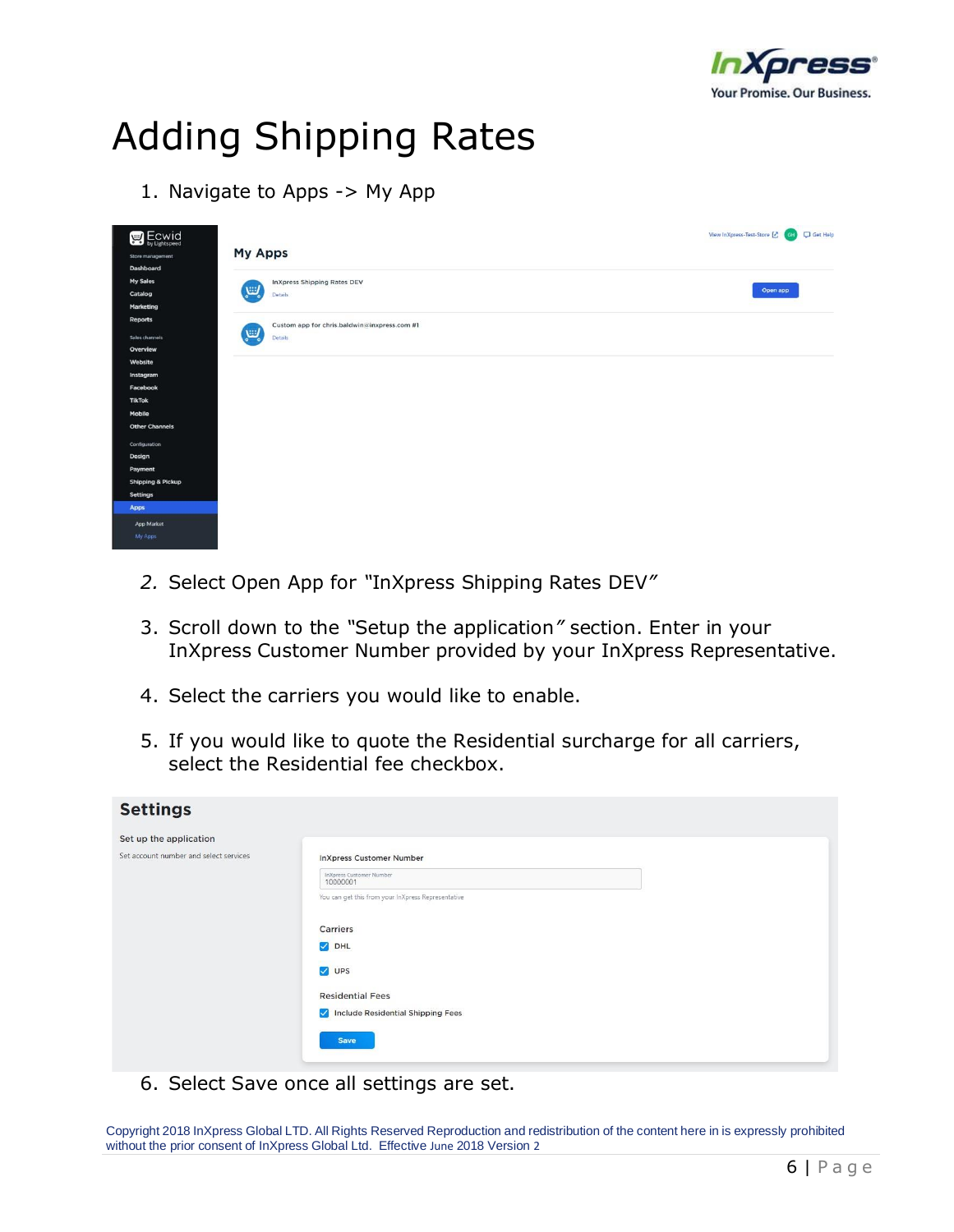# Adding Shipping Rates

1. Navigate to Apps -> My App
2. Select Open App for "InXpress Shipping Rates DEV"
3. Scroll down to the "Setup the application" section. Enter in your InXpress Customer Number provided by your InXpress Representative.
4. Select the carriers you would like to enable.
5. If you would like to quote the Residential surcharge for all carriers, select the Residential fee checkbox.
6. Select Save once all settings are set.

Copyright 2018 InXpress Global LTD. All Rights Reserved Reproduction and redistribution of the content here in is expressly prohibited without the prior consent of InXpress Global Ltd. Effective June 2018 Version 2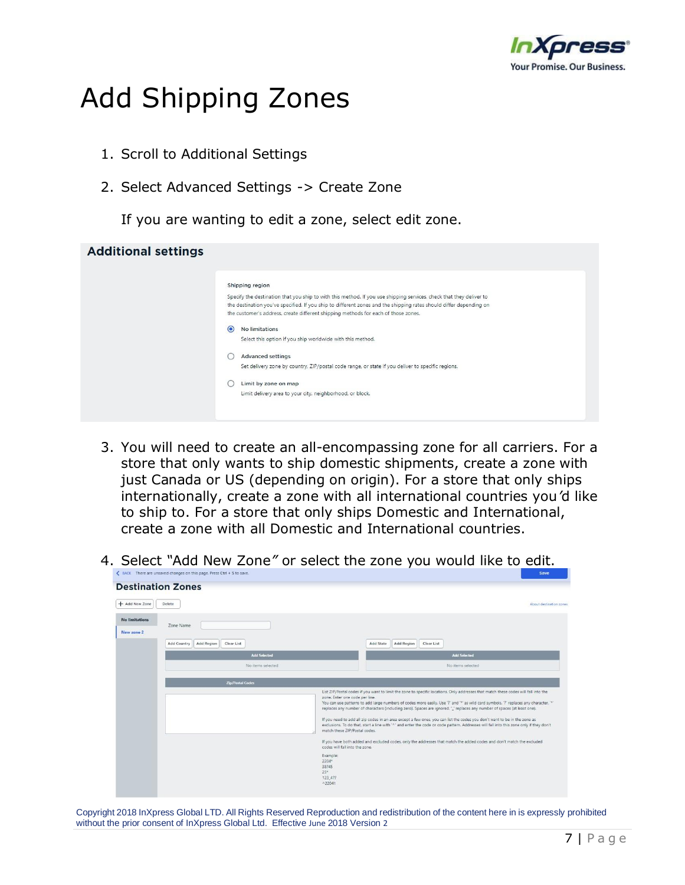# Add Shipping Zones

1. Scroll to Additional Settings
2. Select Advanced Settings -> Create Zone

   If you are wanting to edit a zone, select edit zone.

**Additional settings**

Shipping region

Specify the destination that you ship to with this method. If you use shipping services, check that they deliver to the destination you've specified. If you ship to different zones and the shipping rates should differ depending on the customer's address, create different shipping methods for each of those zones.

- No limitations
  Select this option if you ship worldwide with this method.
- Advanced settings
  Set delivery zone by country, ZIP/postal code range, or state if you deliver to specific regions.
- Limit by zone on map
  Limit delivery area to your city, neighborhood, or block.

3. You will need to create an all-encompassing zone for all carriers. For a store that only wants to ship domestic shipments, create a zone with just Canada or US (depending on origin). For a store that only ships internationally, create a zone with all international countries you'd like to ship to. For a store that only ships Domestic and International, create a zone with all Domestic and International countries.

4. Select "Add New Zone" or select the zone you would like to edit.

BACK There are unsaved changes on this page. Press Ctrl + S to save. Save

**Destination Zones**

+ Add New Zone | Delete | About destination zones

No limitations
New zone 2

Zone Name

Add Country | Add Region | Clear List — Add Selected — No items selected

Add State | Add Region | Clear List — Add Selected — No items selected

Zip/Postal Codes

List ZIP/Postal codes if you want to limit the zone to specific locations. Only addresses that match these codes will fall into the zone. Enter one code per line.
You can use patterns to add large numbers of codes more easily. Use '?' and '*' as wild card symbols. '?' replaces any character, '*' replaces any number of characters (including zero). Spaces are ignored. '_' replaces any number of spaces (at least one).

If you need to add all zip codes in an area except a few ones, you can list the codes you don't want to be in the zone as exclusions. To do that, start a line with '^' and enter the code or code pattern. Addresses will fall into this zone only if they don't match these ZIP/Postal codes.

If you have both added and excluded codes, only the addresses that match the added codes and don't match the excluded codes will fall into the zone.

Example:
2204*
38745
23*
123_4??
^22041

Copyright 2018 InXpress Global LTD. All Rights Reserved Reproduction and redistribution of the content here in is expressly prohibited without the prior consent of InXpress Global Ltd. Effective June 2018 Version 2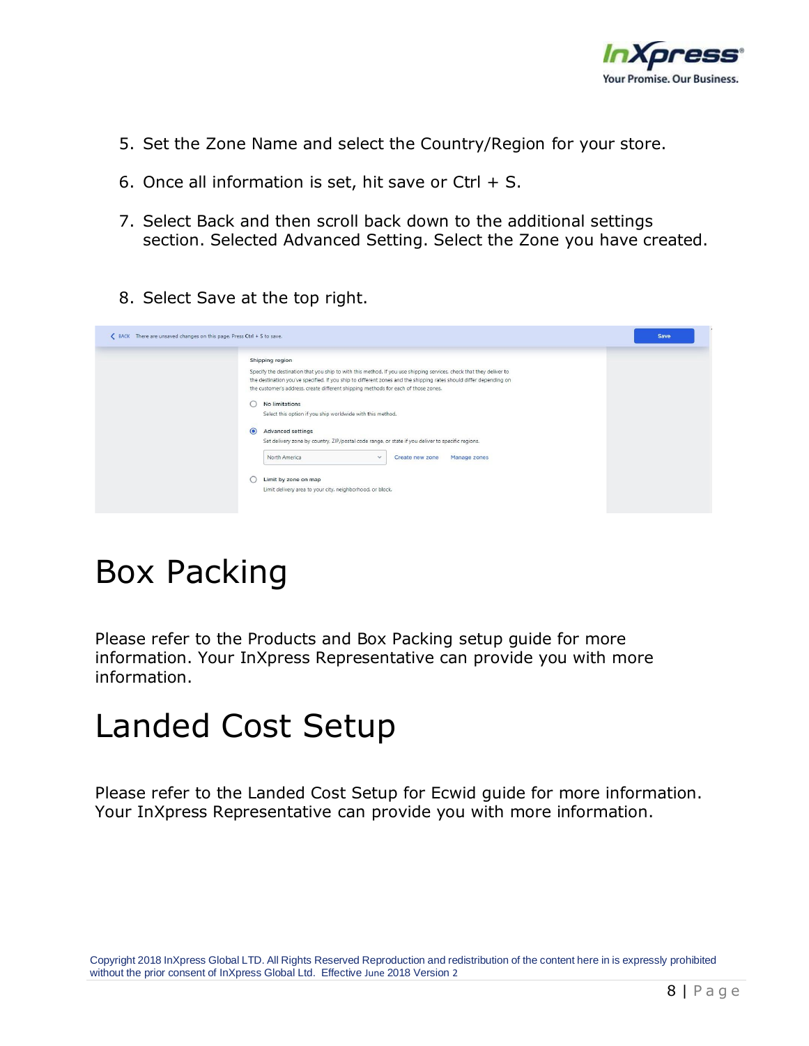5. Set the Zone Name and select the Country/Region for your store.

6. Once all information is set, hit save or Ctrl + S.

7. Select Back and then scroll back down to the additional settings section. Selected Advanced Setting. Select the Zone you have created.

8. Select Save at the top right.

# Box Packing

Please refer to the Products and Box Packing setup guide for more information. Your InXpress Representative can provide you with more information.

# Landed Cost Setup

Please refer to the Landed Cost Setup for Ecwid guide for more information. Your InXpress Representative can provide you with more information.

Copyright 2018 InXpress Global LTD. All Rights Reserved Reproduction and redistribution of the content here in is expressly prohibited without the prior consent of InXpress Global Ltd. Effective June 2018 Version 2